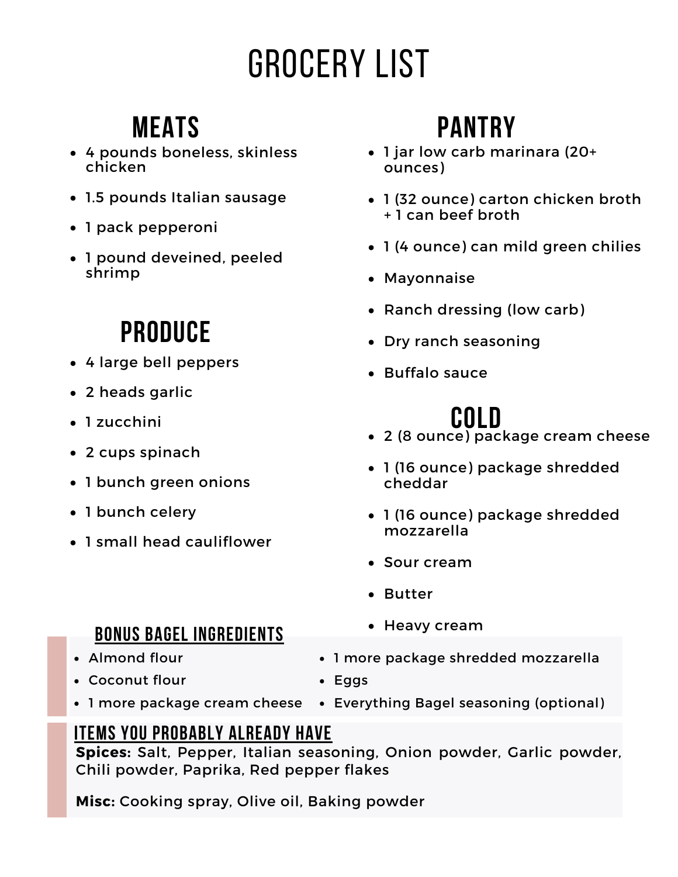# GROCERY LIST

## MEATS

- 4 pounds boneless, skinless chicken
- 1.5 pounds Italian sausage
- 1 pack pepperoni
- 1 pound deveined, peeled shrimp

## PRODUCE

- 4 large bell peppers
- 2 heads garlic
- 1 zucchini
- 2 cups spinach
- 1 bunch green onions
- 1 bunch celery
- 1 small head cauliflower

## PANTRY

- 1 jar low carb marinara (20+ ounces)
- 1 (32 ounce) carton chicken broth + 1 can beef broth
- 1 (4 ounce) can mild green chilies
- Mayonnaise
- Ranch dressing (low carb)
- Dry ranch seasoning
- Buffalo sauce

## COLD

- 2 (8 ounce) package cream cheese
- 1 (16 ounce) package shredded cheddar
- 1 (16 ounce) package shredded mozzarella
- Sour cream
- Butter
- Heavy cream

### BONUS BAGEL INGREDIENTS

- Almond flour
- Coconut flour
- 1 more package cream cheese
- 1 more package shredded mozzarella
- Eggs
- Everything Bagel seasoning (optional)

### ITEMS YOU PROBABLY ALREADY HAVE

**Spices:** Salt, Pepper, Italian seasoning, Onion powder, Garlic powder, Chili powder, Paprika, Red pepper flakes

**Misc:** Cooking spray, Olive oil, Baking powder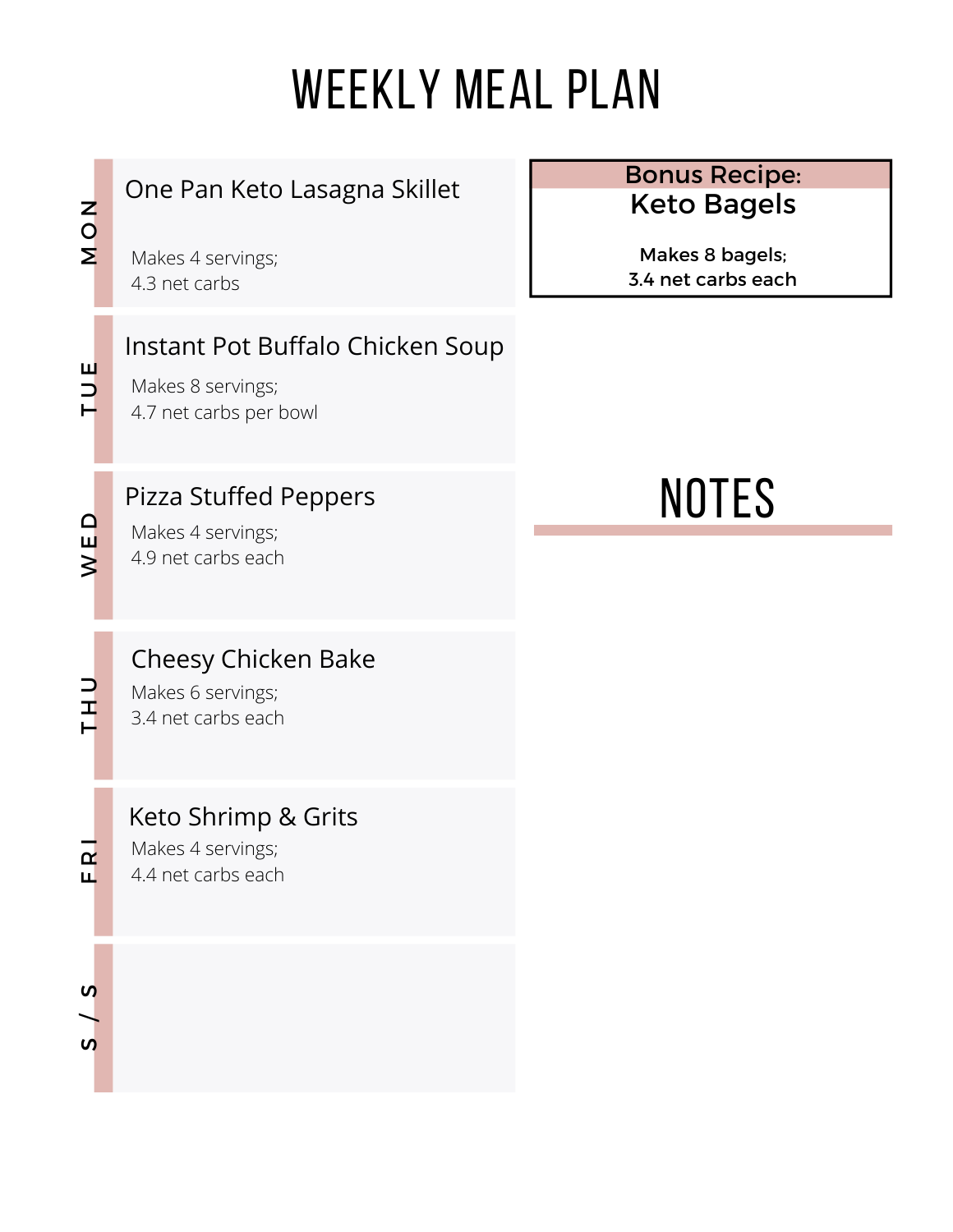# WEEKLY MEAL PLAN

**MON**

One Pan Keto Lasagna Skillet

Makes 4 servings;
4.3 net carbs

**TUE**

Instant Pot Buffalo Chicken Soup

Makes 8 servings;
4.7 net carbs per bowl

**WED**

Pizza Stuffed Peppers

Makes 4 servings;
4.9 net carbs each

**THU**

Cheesy Chicken Bake

Makes 6 servings;
3.4 net carbs each

**FRI**

Keto Shrimp & Grits

Makes 4 servings;
4.4 net carbs each

**S / S**

**Bonus Recipe:**
**Keto Bagels**

**Makes 8 bagels;**
**3.4 net carbs each**

# NOTES